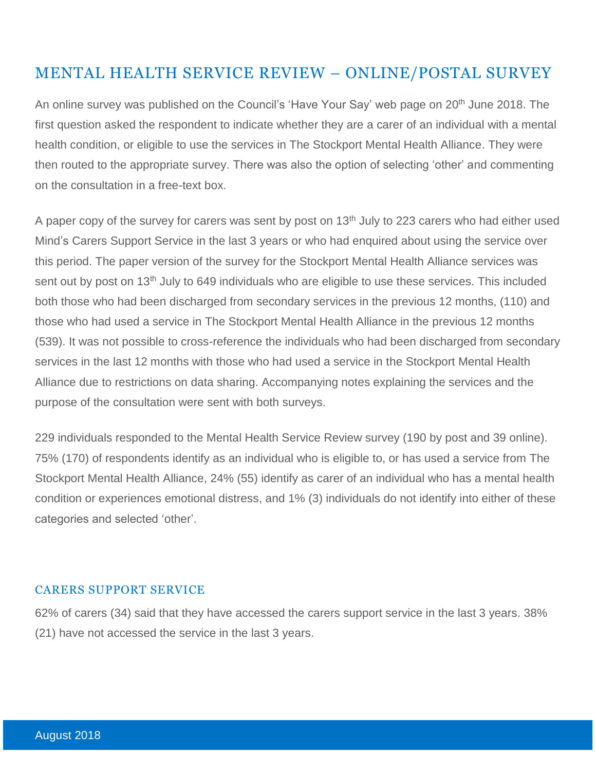## MENTAL HEALTH SERVICE REVIEW – ONLINE/POSTAL SURVEY

An online survey was published on the Council's 'Have Your Say' web page on 20th June 2018. The first question asked the respondent to indicate whether they are a carer of an individual with a mental health condition, or eligible to use the services in The Stockport Mental Health Alliance. They were then routed to the appropriate survey. There was also the option of selecting 'other' and commenting on the consultation in a free-text box.

A paper copy of the survey for carers was sent by post on 13th July to 223 carers who had either used Mind's Carers Support Service in the last 3 years or who had enquired about using the service over this period. The paper version of the survey for the Stockport Mental Health Alliance services was sent out by post on 13th July to 649 individuals who are eligible to use these services. This included both those who had been discharged from secondary services in the previous 12 months, (110) and those who had used a service in The Stockport Mental Health Alliance in the previous 12 months (539). It was not possible to cross-reference the individuals who had been discharged from secondary services in the last 12 months with those who had used a service in the Stockport Mental Health Alliance due to restrictions on data sharing. Accompanying notes explaining the services and the purpose of the consultation were sent with both surveys.

229 individuals responded to the Mental Health Service Review survey (190 by post and 39 online). 75% (170) of respondents identify as an individual who is eligible to, or has used a service from The Stockport Mental Health Alliance, 24% (55) identify as carer of an individual who has a mental health condition or experiences emotional distress, and 1% (3) individuals do not identify into either of these categories and selected 'other'.

### CARERS SUPPORT SERVICE

62% of carers (34) said that they have accessed the carers support service in the last 3 years. 38% (21) have not accessed the service in the last 3 years.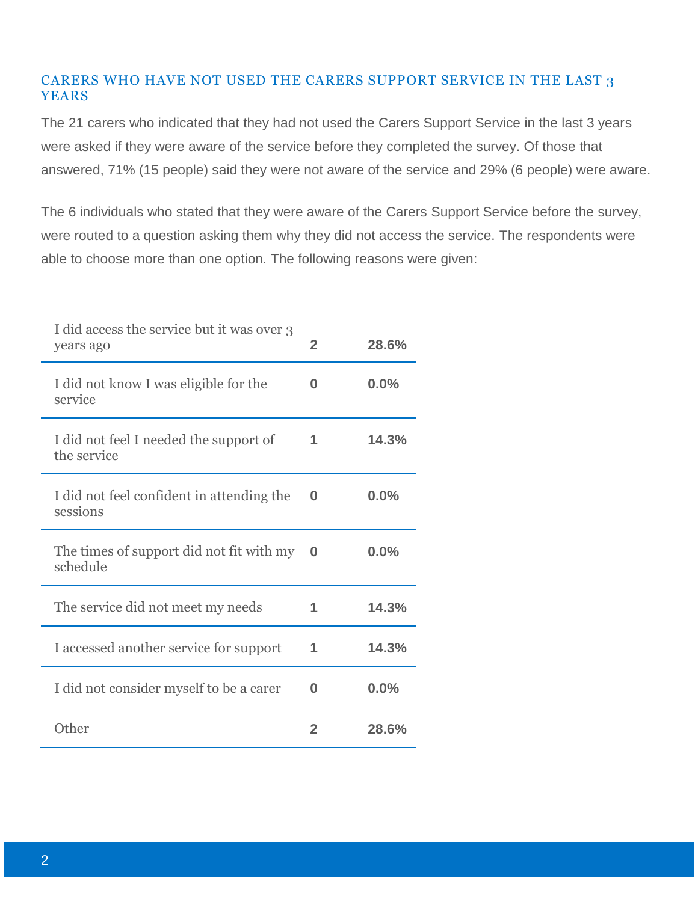## CARERS WHO HAVE NOT USED THE CARERS SUPPORT SERVICE IN THE LAST 3 YEARS

The 21 carers who indicated that they had not used the Carers Support Service in the last 3 years were asked if they were aware of the service before they completed the survey. Of those that answered, 71% (15 people) said they were not aware of the service and 29% (6 people) were aware.

The 6 individuals who stated that they were aware of the Carers Support Service before the survey, were routed to a question asking them why they did not access the service. The respondents were able to choose more than one option. The following reasons were given:

| Reason | Count | Percentage |
|---|---|---|
| I did access the service but it was over 3 years ago | **2** | **28.6%** |
| I did not know I was eligible for the service | **0** | **0.0%** |
| I did not feel I needed the support of the service | **1** | **14.3%** |
| I did not feel confident in attending the sessions | **0** | **0.0%** |
| The times of support did not fit with my schedule | **0** | **0.0%** |
| The service did not meet my needs | **1** | **14.3%** |
| I accessed another service for support | **1** | **14.3%** |
| I did not consider myself to be a carer | **0** | **0.0%** |
| Other | **2** | **28.6%** |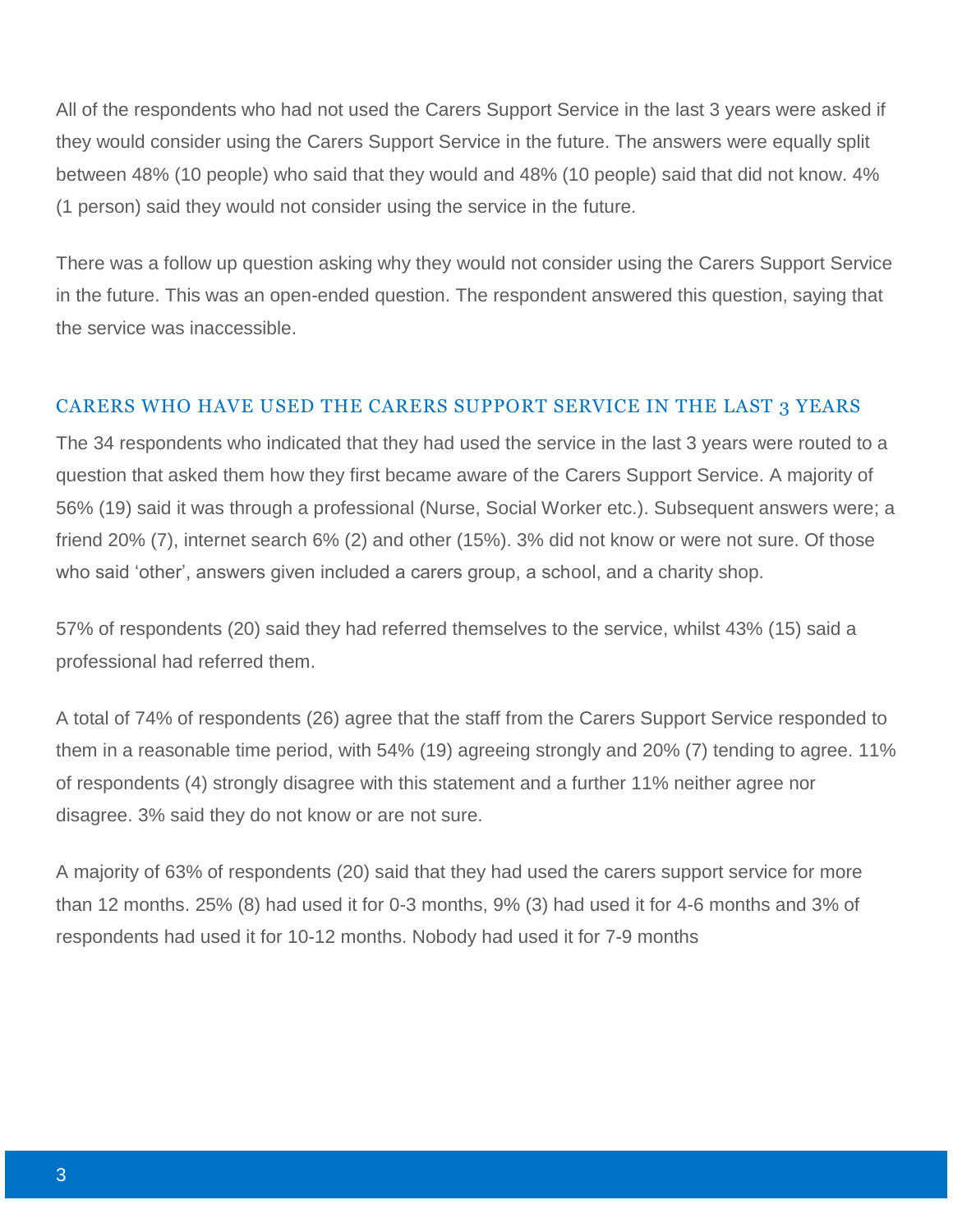All of the respondents who had not used the Carers Support Service in the last 3 years were asked if they would consider using the Carers Support Service in the future. The answers were equally split between 48% (10 people) who said that they would and 48% (10 people) said that did not know. 4% (1 person) said they would not consider using the service in the future.

There was a follow up question asking why they would not consider using the Carers Support Service in the future. This was an open-ended question. The respondent answered this question, saying that the service was inaccessible.

## CARERS WHO HAVE USED THE CARERS SUPPORT SERVICE IN THE LAST 3 YEARS

The 34 respondents who indicated that they had used the service in the last 3 years were routed to a question that asked them how they first became aware of the Carers Support Service. A majority of 56% (19) said it was through a professional (Nurse, Social Worker etc.). Subsequent answers were; a friend 20% (7), internet search 6% (2) and other (15%). 3% did not know or were not sure. Of those who said 'other', answers given included a carers group, a school, and a charity shop.

57% of respondents (20) said they had referred themselves to the service, whilst 43% (15) said a professional had referred them.

A total of 74% of respondents (26) agree that the staff from the Carers Support Service responded to them in a reasonable time period, with 54% (19) agreeing strongly and 20% (7) tending to agree. 11% of respondents (4) strongly disagree with this statement and a further 11% neither agree nor disagree. 3% said they do not know or are not sure.

A majority of 63% of respondents (20) said that they had used the carers support service for more than 12 months. 25% (8) had used it for 0-3 months, 9% (3) had used it for 4-6 months and 3% of respondents had used it for 10-12 months. Nobody had used it for 7-9 months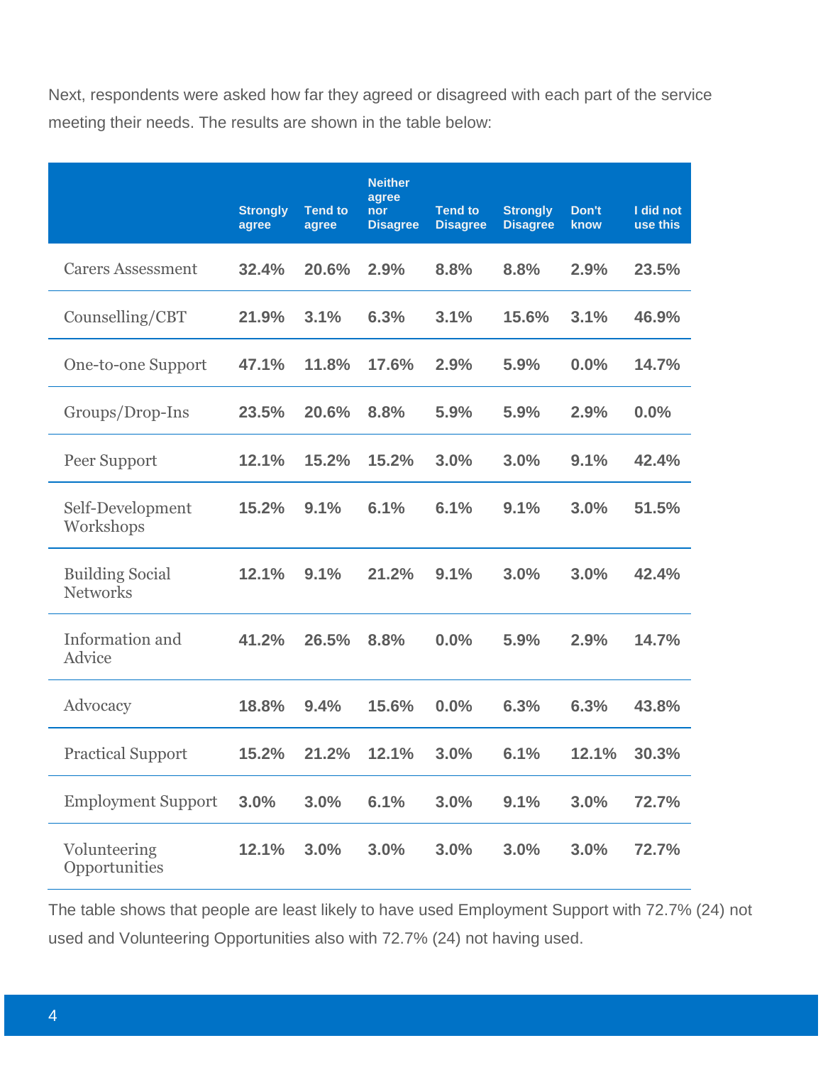Next, respondents were asked how far they agreed or disagreed with each part of the service meeting their needs. The results are shown in the table below:

| | Strongly agree | Tend to agree | Neither agree nor Disagree | Tend to Disagree | Strongly Disagree | Don't know | I did not use this |
|---|---|---|---|---|---|---|---|
| Carers Assessment | 32.4% | 20.6% | 2.9% | 8.8% | 8.8% | 2.9% | 23.5% |
| Counselling/CBT | 21.9% | 3.1% | 6.3% | 3.1% | 15.6% | 3.1% | 46.9% |
| One-to-one Support | 47.1% | 11.8% | 17.6% | 2.9% | 5.9% | 0.0% | 14.7% |
| Groups/Drop-Ins | 23.5% | 20.6% | 8.8% | 5.9% | 5.9% | 2.9% | 0.0% |
| Peer Support | 12.1% | 15.2% | 15.2% | 3.0% | 3.0% | 9.1% | 42.4% |
| Self-Development Workshops | 15.2% | 9.1% | 6.1% | 6.1% | 9.1% | 3.0% | 51.5% |
| Building Social Networks | 12.1% | 9.1% | 21.2% | 9.1% | 3.0% | 3.0% | 42.4% |
| Information and Advice | 41.2% | 26.5% | 8.8% | 0.0% | 5.9% | 2.9% | 14.7% |
| Advocacy | 18.8% | 9.4% | 15.6% | 0.0% | 6.3% | 6.3% | 43.8% |
| Practical Support | 15.2% | 21.2% | 12.1% | 3.0% | 6.1% | 12.1% | 30.3% |
| Employment Support | 3.0% | 3.0% | 6.1% | 3.0% | 9.1% | 3.0% | 72.7% |
| Volunteering Opportunities | 12.1% | 3.0% | 3.0% | 3.0% | 3.0% | 3.0% | 72.7% |

The table shows that people are least likely to have used Employment Support with 72.7% (24) not used and Volunteering Opportunities also with 72.7% (24) not having used.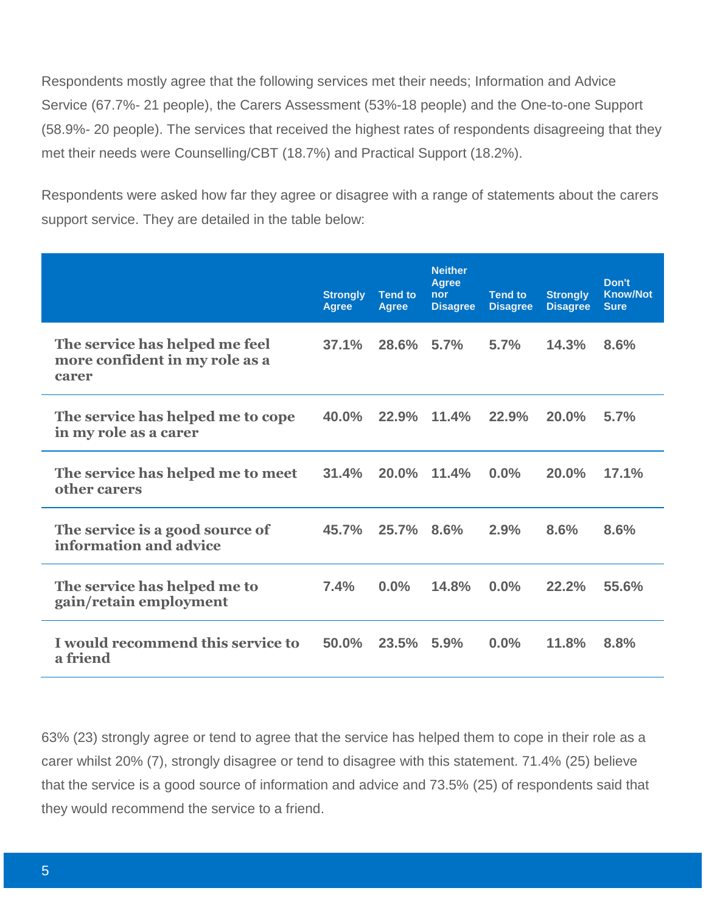Respondents mostly agree that the following services met their needs; Information and Advice Service (67.7%- 21 people), the Carers Assessment (53%-18 people) and the One-to-one Support (58.9%- 20 people). The services that received the highest rates of respondents disagreeing that they met their needs were Counselling/CBT (18.7%) and Practical Support (18.2%).

Respondents were asked how far they agree or disagree with a range of statements about the carers support service. They are detailed in the table below:

| | Strongly Agree | Tend to Agree | Neither Agree nor Disagree | Tend to Disagree | Strongly Disagree | Don't Know/Not Sure |
|---|---|---|---|---|---|---|
| **The service has helped me feel more confident in my role as a carer** | 37.1% | 28.6% | 5.7% | 5.7% | 14.3% | 8.6% |
| **The service has helped me to cope in my role as a carer** | 40.0% | 22.9% | 11.4% | 22.9% | 20.0% | 5.7% |
| **The service has helped me to meet other carers** | 31.4% | 20.0% | 11.4% | 0.0% | 20.0% | 17.1% |
| **The service is a good source of information and advice** | 45.7% | 25.7% | 8.6% | 2.9% | 8.6% | 8.6% |
| **The service has helped me to gain/retain employment** | 7.4% | 0.0% | 14.8% | 0.0% | 22.2% | 55.6% |
| **I would recommend this service to a friend** | 50.0% | 23.5% | 5.9% | 0.0% | 11.8% | 8.8% |

63% (23) strongly agree or tend to agree that the service has helped them to cope in their role as a carer whilst 20% (7), strongly disagree or tend to disagree with this statement. 71.4% (25) believe that the service is a good source of information and advice and 73.5% (25) of respondents said that they would recommend the service to a friend.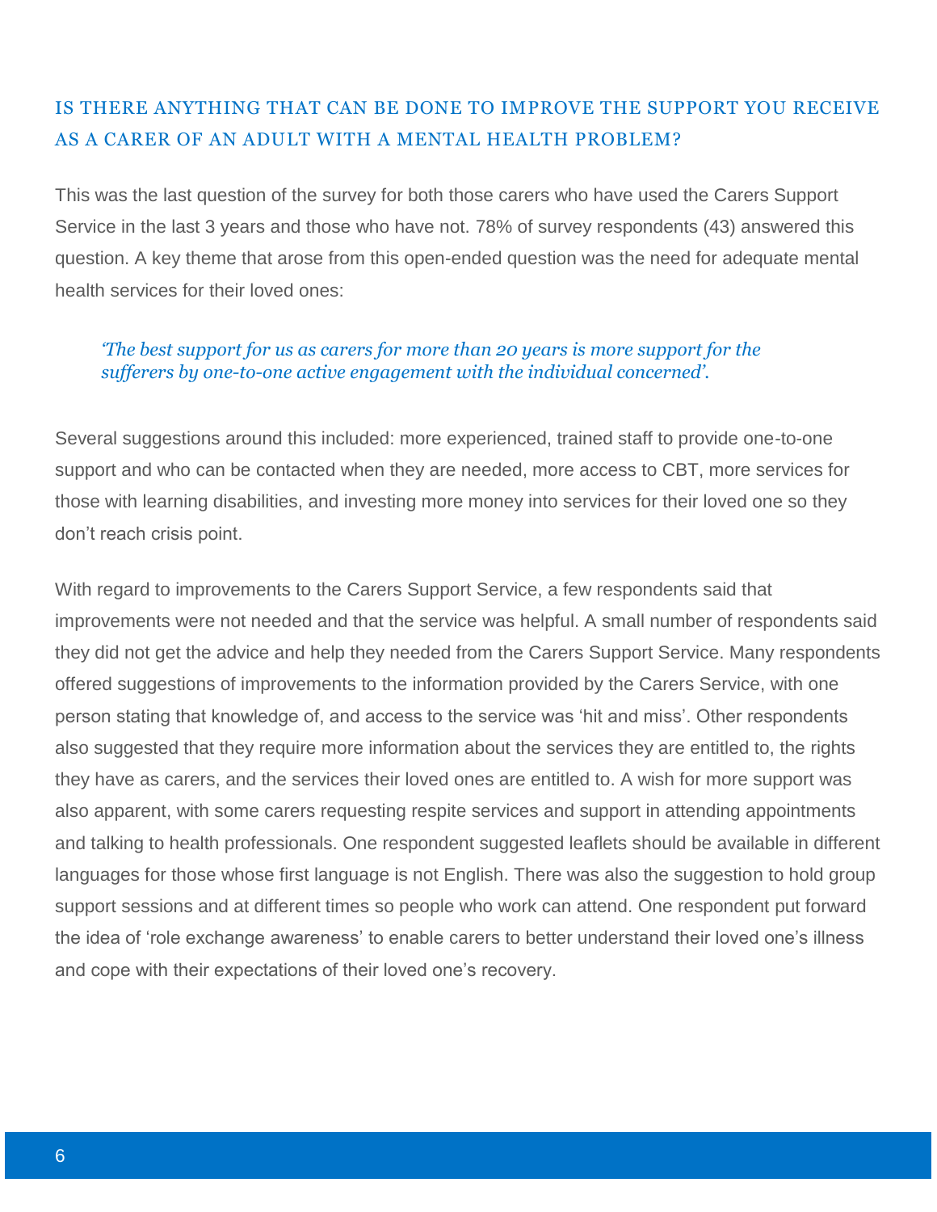## IS THERE ANYTHING THAT CAN BE DONE TO IMPROVE THE SUPPORT YOU RECEIVE AS A CARER OF AN ADULT WITH A MENTAL HEALTH PROBLEM?

This was the last question of the survey for both those carers who have used the Carers Support Service in the last 3 years and those who have not. 78% of survey respondents (43) answered this question. A key theme that arose from this open-ended question was the need for adequate mental health services for their loved ones:

> *'The best support for us as carers for more than 20 years is more support for the sufferers by one-to-one active engagement with the individual concerned'.*

Several suggestions around this included: more experienced, trained staff to provide one-to-one support and who can be contacted when they are needed, more access to CBT, more services for those with learning disabilities, and investing more money into services for their loved one so they don't reach crisis point.

With regard to improvements to the Carers Support Service, a few respondents said that improvements were not needed and that the service was helpful. A small number of respondents said they did not get the advice and help they needed from the Carers Support Service. Many respondents offered suggestions of improvements to the information provided by the Carers Service, with one person stating that knowledge of, and access to the service was 'hit and miss'. Other respondents also suggested that they require more information about the services they are entitled to, the rights they have as carers, and the services their loved ones are entitled to. A wish for more support was also apparent, with some carers requesting respite services and support in attending appointments and talking to health professionals. One respondent suggested leaflets should be available in different languages for those whose first language is not English. There was also the suggestion to hold group support sessions and at different times so people who work can attend. One respondent put forward the idea of 'role exchange awareness' to enable carers to better understand their loved one's illness and cope with their expectations of their loved one's recovery.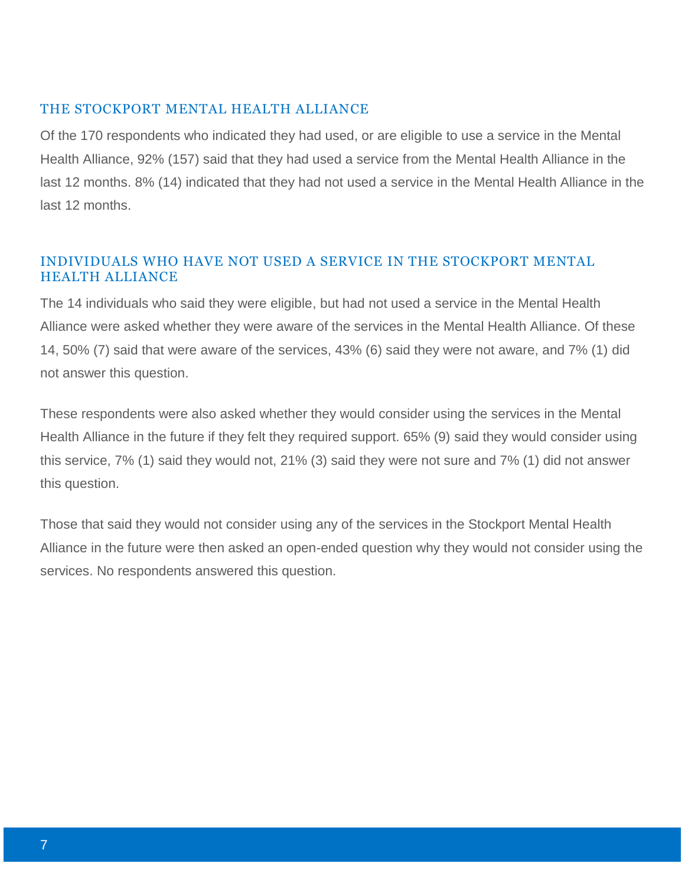## THE STOCKPORT MENTAL HEALTH ALLIANCE

Of the 170 respondents who indicated they had used, or are eligible to use a service in the Mental Health Alliance, 92% (157) said that they had used a service from the Mental Health Alliance in the last 12 months. 8% (14) indicated that they had not used a service in the Mental Health Alliance in the last 12 months.

## INDIVIDUALS WHO HAVE NOT USED A SERVICE IN THE STOCKPORT MENTAL HEALTH ALLIANCE

The 14 individuals who said they were eligible, but had not used a service in the Mental Health Alliance were asked whether they were aware of the services in the Mental Health Alliance. Of these 14, 50% (7) said that were aware of the services, 43% (6) said they were not aware, and 7% (1) did not answer this question.

These respondents were also asked whether they would consider using the services in the Mental Health Alliance in the future if they felt they required support. 65% (9) said they would consider using this service, 7% (1) said they would not, 21% (3) said they were not sure and 7% (1) did not answer this question.

Those that said they would not consider using any of the services in the Stockport Mental Health Alliance in the future were then asked an open-ended question why they would not consider using the services. No respondents answered this question.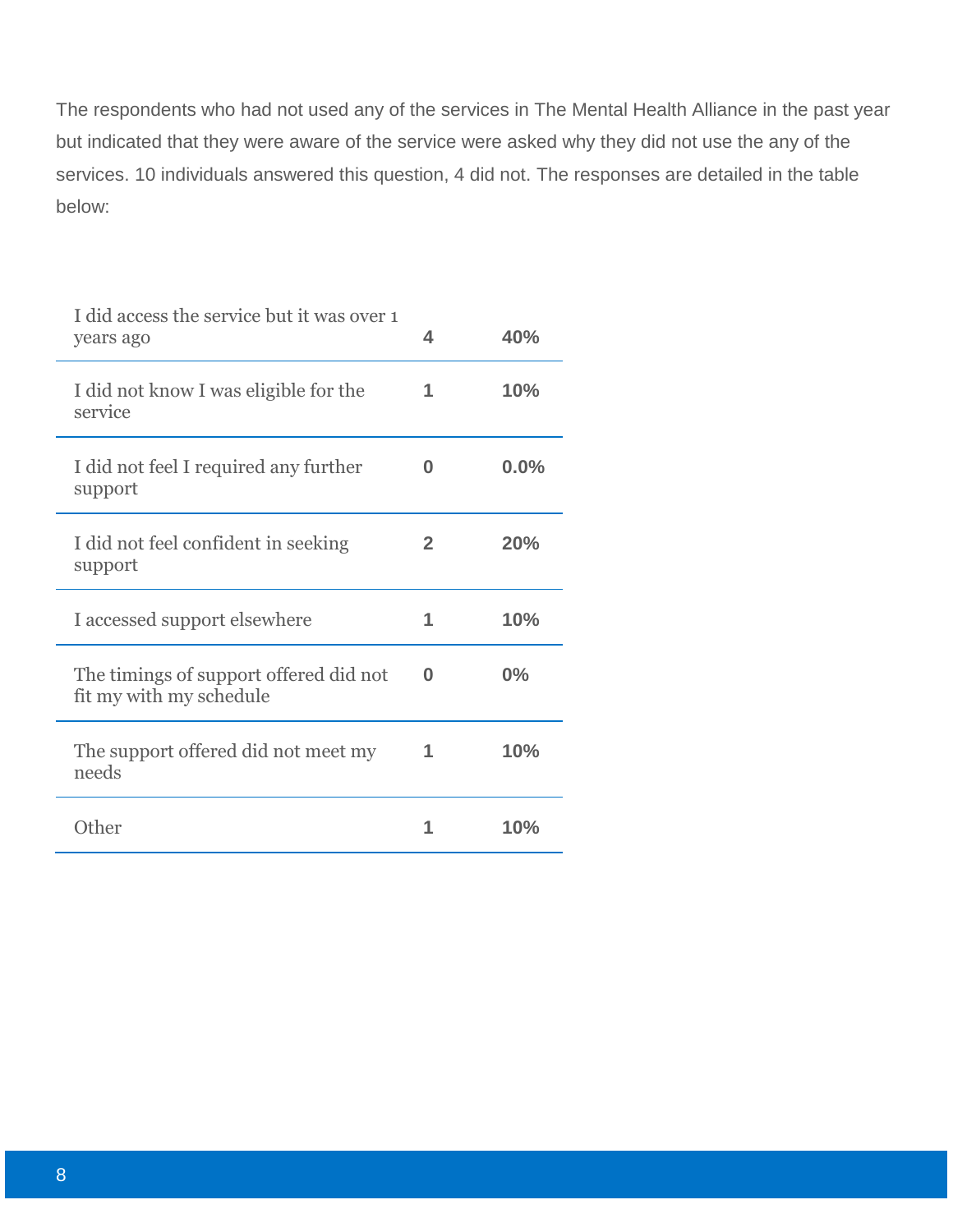The respondents who had not used any of the services in The Mental Health Alliance in the past year but indicated that they were aware of the service were asked why they did not use the any of the services. 10 individuals answered this question, 4 did not. The responses are detailed in the table below:

| | | |
|---|---|---|
| I did access the service but it was over 1 years ago | **4** | **40%** |
| I did not know I was eligible for the service | **1** | **10%** |
| I did not feel I required any further support | **0** | **0.0%** |
| I did not feel confident in seeking support | **2** | **20%** |
| I accessed support elsewhere | **1** | **10%** |
| The timings of support offered did not fit my with my schedule | **0** | **0%** |
| The support offered did not meet my needs | **1** | **10%** |
| Other | **1** | **10%** |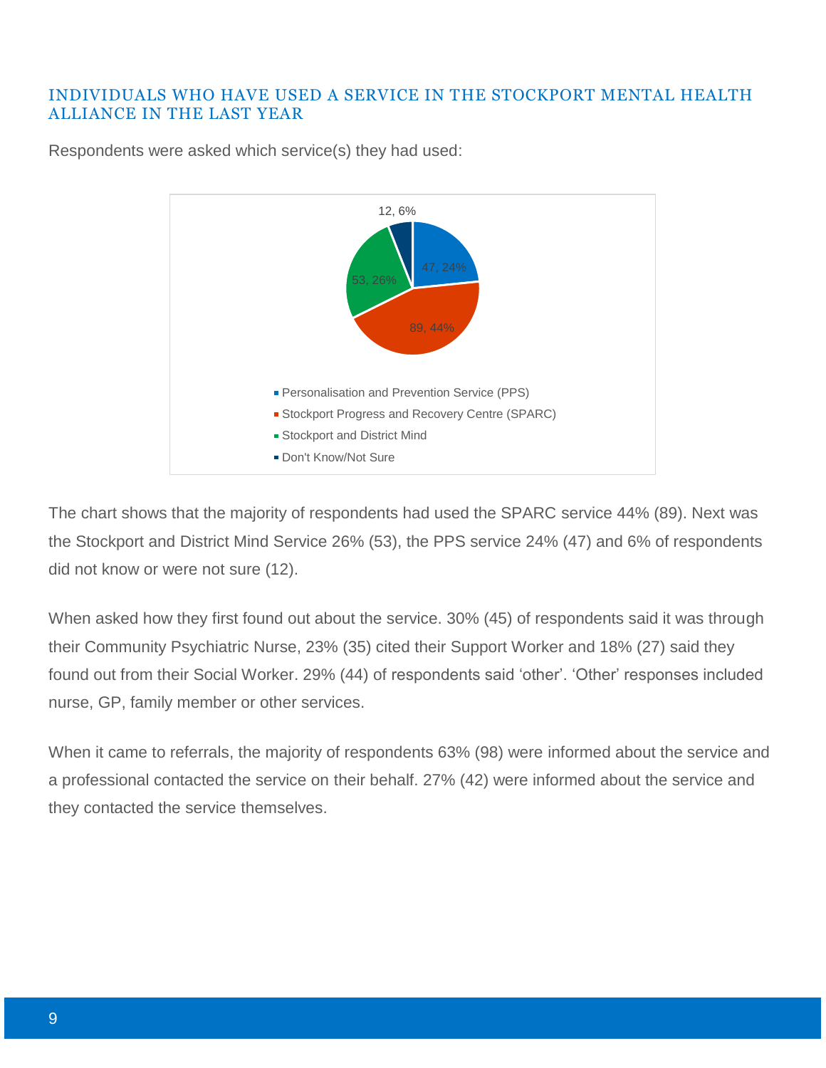## INDIVIDUALS WHO HAVE USED A SERVICE IN THE STOCKPORT MENTAL HEALTH ALLIANCE IN THE LAST YEAR

Respondents were asked which service(s) they had used:

The chart shows that the majority of respondents had used the SPARC service 44% (89). Next was the Stockport and District Mind Service 26% (53), the PPS service 24% (47) and 6% of respondents did not know or were not sure (12).

When asked how they first found out about the service. 30% (45) of respondents said it was through their Community Psychiatric Nurse, 23% (35) cited their Support Worker and 18% (27) said they found out from their Social Worker. 29% (44) of respondents said 'other'. 'Other' responses included nurse, GP, family member or other services.

When it came to referrals, the majority of respondents 63% (98) were informed about the service and a professional contacted the service on their behalf. 27% (42) were informed about the service and they contacted the service themselves.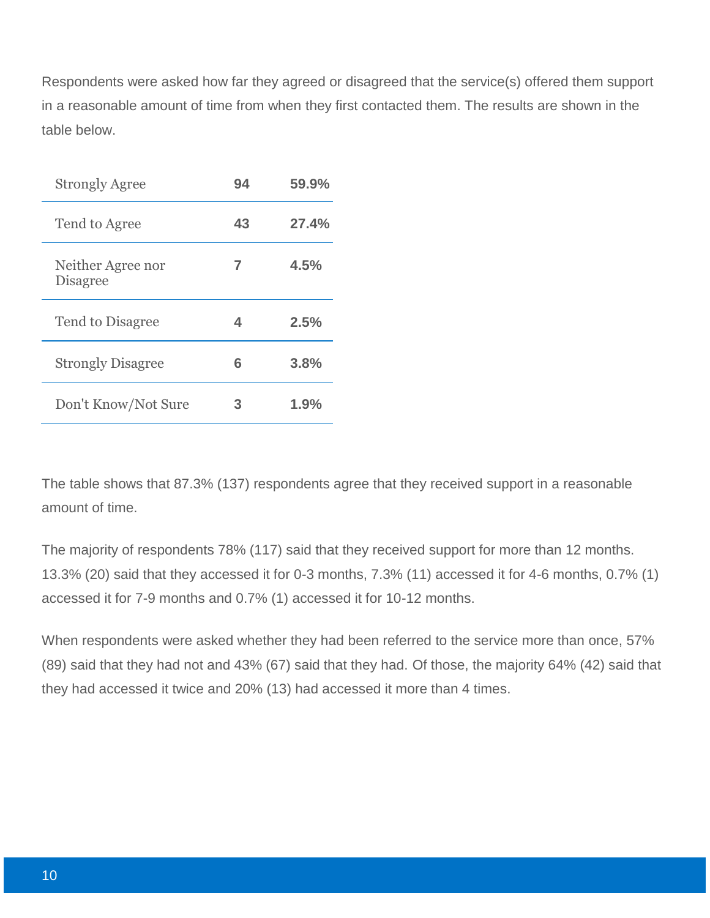Respondents were asked how far they agreed or disagreed that the service(s) offered them support in a reasonable amount of time from when they first contacted them. The results are shown in the table below.

| | | |
|---|---|---|
| Strongly Agree | **94** | **59.9%** |
| Tend to Agree | **43** | **27.4%** |
| Neither Agree nor Disagree | **7** | **4.5%** |
| Tend to Disagree | **4** | **2.5%** |
| Strongly Disagree | **6** | **3.8%** |
| Don't Know/Not Sure | **3** | **1.9%** |

The table shows that 87.3% (137) respondents agree that they received support in a reasonable amount of time.

The majority of respondents 78% (117) said that they received support for more than 12 months. 13.3% (20) said that they accessed it for 0-3 months, 7.3% (11) accessed it for 4-6 months, 0.7% (1) accessed it for 7-9 months and 0.7% (1) accessed it for 10-12 months.

When respondents were asked whether they had been referred to the service more than once, 57% (89) said that they had not and 43% (67) said that they had. Of those, the majority 64% (42) said that they had accessed it twice and 20% (13) had accessed it more than 4 times.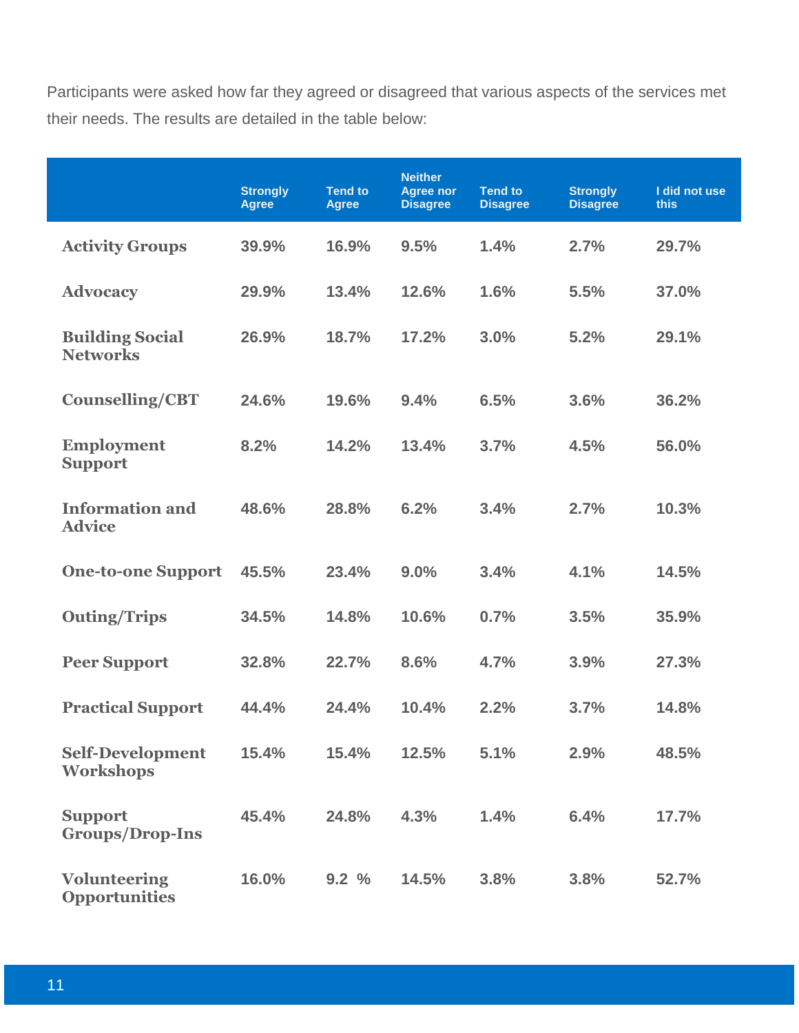Participants were asked how far they agreed or disagreed that various aspects of the services met their needs. The results are detailed in the table below:

| | Strongly Agree | Tend to Agree | Neither Agree nor Disagree | Tend to Disagree | Strongly Disagree | I did not use this |
|---|---|---|---|---|---|---|
| **Activity Groups** | 39.9% | 16.9% | 9.5% | 1.4% | 2.7% | 29.7% |
| **Advocacy** | 29.9% | 13.4% | 12.6% | 1.6% | 5.5% | 37.0% |
| **Building Social Networks** | 26.9% | 18.7% | 17.2% | 3.0% | 5.2% | 29.1% |
| **Counselling/CBT** | 24.6% | 19.6% | 9.4% | 6.5% | 3.6% | 36.2% |
| **Employment Support** | 8.2% | 14.2% | 13.4% | 3.7% | 4.5% | 56.0% |
| **Information and Advice** | 48.6% | 28.8% | 6.2% | 3.4% | 2.7% | 10.3% |
| **One-to-one Support** | 45.5% | 23.4% | 9.0% | 3.4% | 4.1% | 14.5% |
| **Outing/Trips** | 34.5% | 14.8% | 10.6% | 0.7% | 3.5% | 35.9% |
| **Peer Support** | 32.8% | 22.7% | 8.6% | 4.7% | 3.9% | 27.3% |
| **Practical Support** | 44.4% | 24.4% | 10.4% | 2.2% | 3.7% | 14.8% |
| **Self-Development Workshops** | 15.4% | 15.4% | 12.5% | 5.1% | 2.9% | 48.5% |
| **Support Groups/Drop-Ins** | 45.4% | 24.8% | 4.3% | 1.4% | 6.4% | 17.7% |
| **Volunteering Opportunities** | 16.0% | 9.2 % | 14.5% | 3.8% | 3.8% | 52.7% |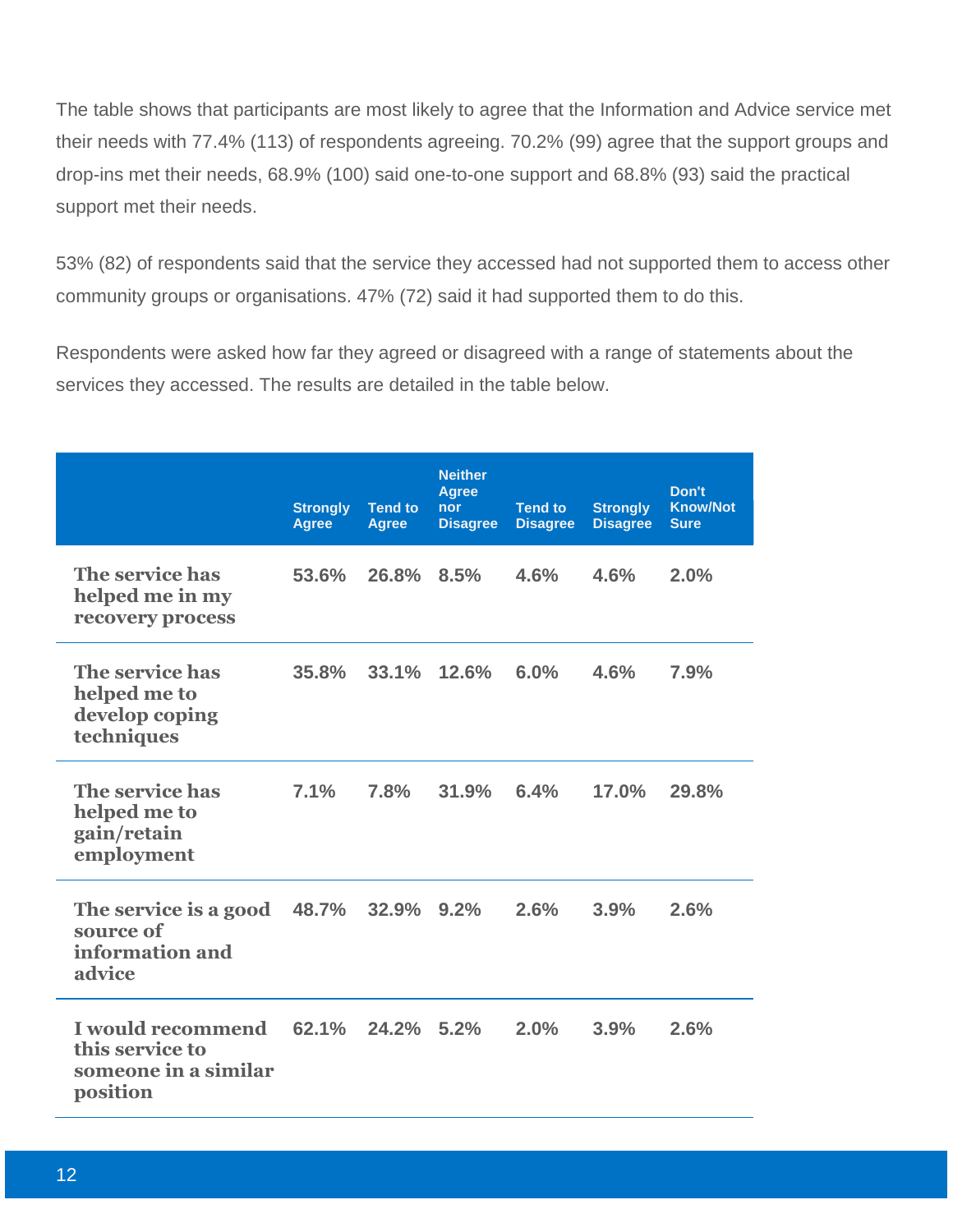The table shows that participants are most likely to agree that the Information and Advice service met their needs with 77.4% (113) of respondents agreeing. 70.2% (99) agree that the support groups and drop-ins met their needs, 68.9% (100) said one-to-one support and 68.8% (93) said the practical support met their needs.

53% (82) of respondents said that the service they accessed had not supported them to access other community groups or organisations. 47% (72) said it had supported them to do this.

Respondents were asked how far they agreed or disagreed with a range of statements about the services they accessed. The results are detailed in the table below.

| | Strongly Agree | Tend to Agree | Neither Agree nor Disagree | Tend to Disagree | Strongly Disagree | Don't Know/Not Sure |
|---|---|---|---|---|---|---|
| **The service has helped me in my recovery process** | 53.6% | 26.8% | 8.5% | 4.6% | 4.6% | 2.0% |
| **The service has helped me to develop coping techniques** | 35.8% | 33.1% | 12.6% | 6.0% | 4.6% | 7.9% |
| **The service has helped me to gain/retain employment** | 7.1% | 7.8% | 31.9% | 6.4% | 17.0% | 29.8% |
| **The service is a good source of information and advice** | 48.7% | 32.9% | 9.2% | 2.6% | 3.9% | 2.6% |
| **I would recommend this service to someone in a similar position** | 62.1% | 24.2% | 5.2% | 2.0% | 3.9% | 2.6% |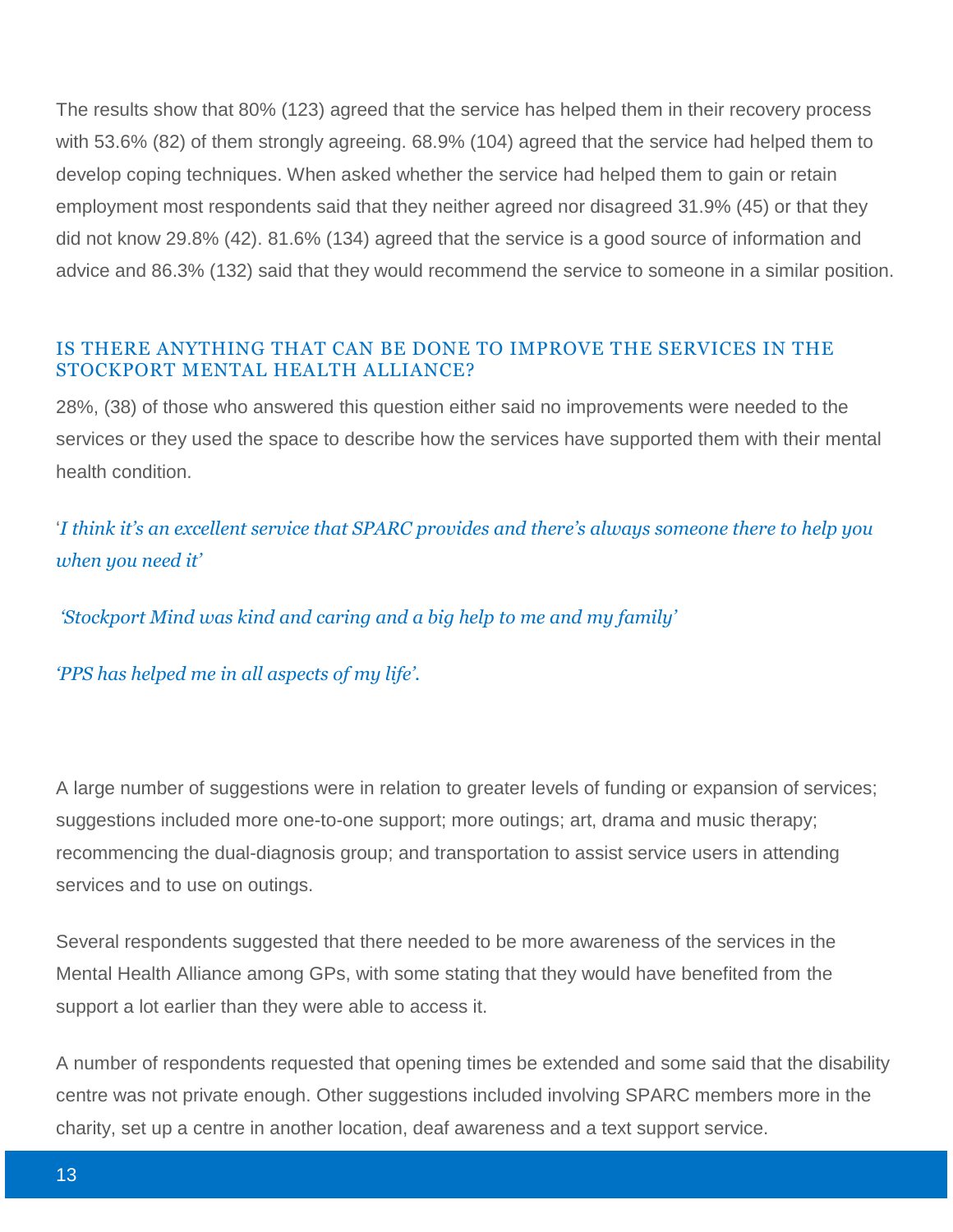The results show that 80% (123) agreed that the service has helped them in their recovery process with 53.6% (82) of them strongly agreeing. 68.9% (104) agreed that the service had helped them to develop coping techniques. When asked whether the service had helped them to gain or retain employment most respondents said that they neither agreed nor disagreed 31.9% (45) or that they did not know 29.8% (42). 81.6% (134) agreed that the service is a good source of information and advice and 86.3% (132) said that they would recommend the service to someone in a similar position.

## IS THERE ANYTHING THAT CAN BE DONE TO IMPROVE THE SERVICES IN THE STOCKPORT MENTAL HEALTH ALLIANCE?

28%, (38) of those who answered this question either said no improvements were needed to the services or they used the space to describe how the services have supported them with their mental health condition.

*'I think it's an excellent service that SPARC provides and there's always someone there to help you when you need it'*

*'Stockport Mind was kind and caring and a big help to me and my family'*

*'PPS has helped me in all aspects of my life'.*

A large number of suggestions were in relation to greater levels of funding or expansion of services; suggestions included more one-to-one support; more outings; art, drama and music therapy; recommencing the dual-diagnosis group; and transportation to assist service users in attending services and to use on outings.

Several respondents suggested that there needed to be more awareness of the services in the Mental Health Alliance among GPs, with some stating that they would have benefited from the support a lot earlier than they were able to access it.

A number of respondents requested that opening times be extended and some said that the disability centre was not private enough. Other suggestions included involving SPARC members more in the charity, set up a centre in another location, deaf awareness and a text support service.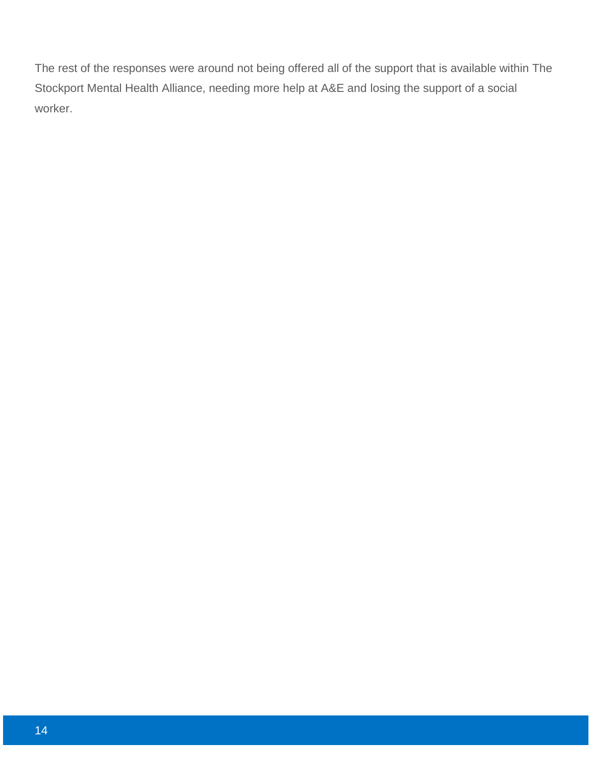The rest of the responses were around not being offered all of the support that is available within The Stockport Mental Health Alliance, needing more help at A&E and losing the support of a social worker.